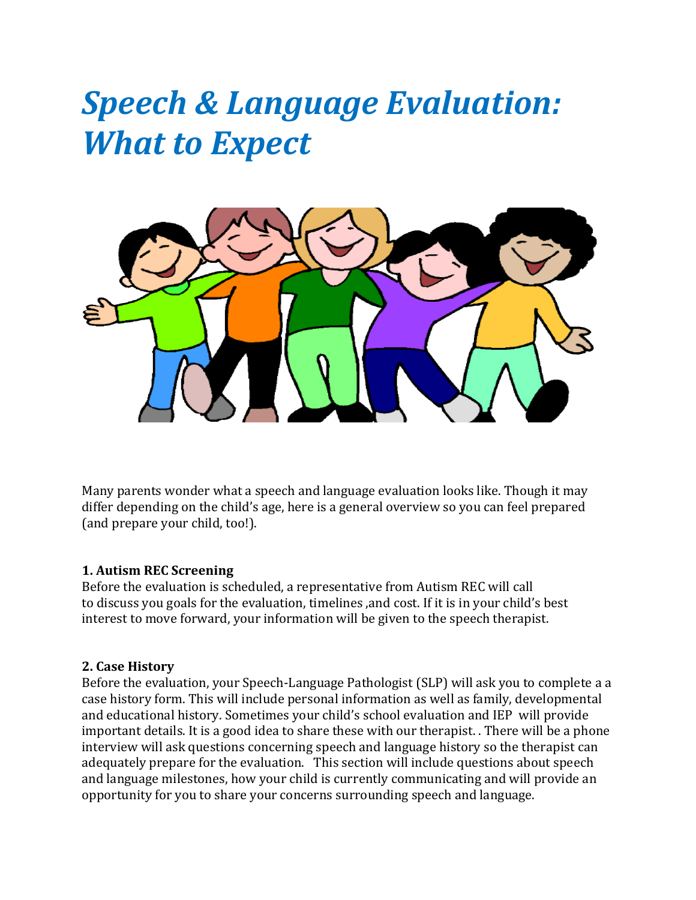# *Speech & Language Evaluation: What to Expect*

Many parents wonder what a speech and language evaluation looks like. Though it may differ depending on the child's age, here is a general overview so you can feel prepared (and prepare your child, too!).

**1. Autism REC Screening**

Before the evaluation is scheduled, a representative from Autism REC will call to discuss you goals for the evaluation, timelines ,and cost. If it is in your child's best interest to move forward, your information will be given to the speech therapist.

**2. Case History**

Before the evaluation, your Speech-Language Pathologist (SLP) will ask you to complete a a case history form. This will include personal information as well as family, developmental and educational history. Sometimes your child's school evaluation and IEP will provide important details. It is a good idea to share these with our therapist. . There will be a phone interview will ask questions concerning speech and language history so the therapist can adequately prepare for the evaluation. This section will include questions about speech and language milestones, how your child is currently communicating and will provide an opportunity for you to share your concerns surrounding speech and language.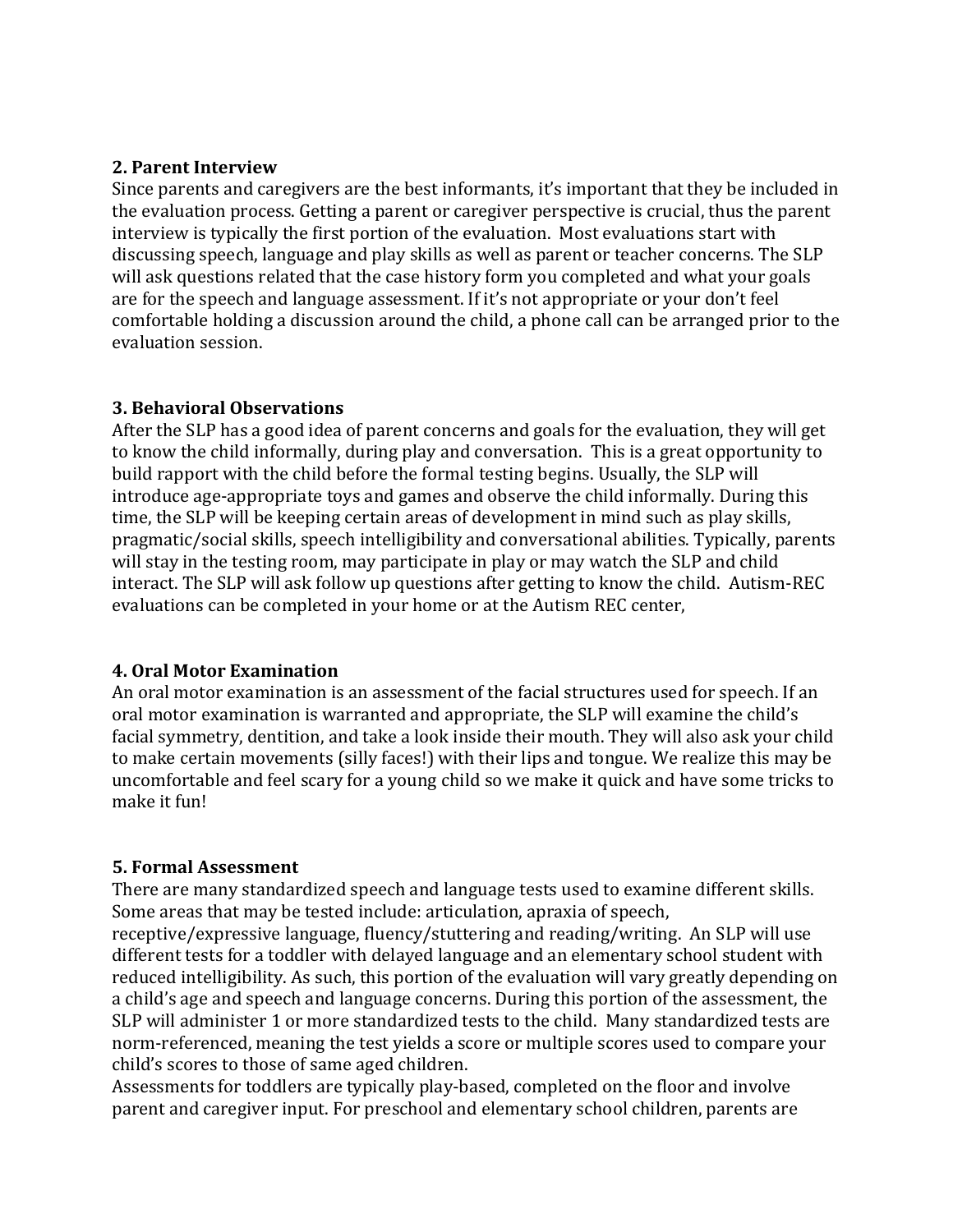**2. Parent Interview**

Since parents and caregivers are the best informants, it's important that they be included in the evaluation process. Getting a parent or caregiver perspective is crucial, thus the parent interview is typically the first portion of the evaluation. Most evaluations start with discussing speech, language and play skills as well as parent or teacher concerns. The SLP will ask questions related that the case history form you completed and what your goals are for the speech and language assessment. If it's not appropriate or your don't feel comfortable holding a discussion around the child, a phone call can be arranged prior to the evaluation session.

**3. Behavioral Observations**

After the SLP has a good idea of parent concerns and goals for the evaluation, they will get to know the child informally, during play and conversation. This is a great opportunity to build rapport with the child before the formal testing begins. Usually, the SLP will introduce age-appropriate toys and games and observe the child informally. During this time, the SLP will be keeping certain areas of development in mind such as play skills, pragmatic/social skills, speech intelligibility and conversational abilities. Typically, parents will stay in the testing room, may participate in play or may watch the SLP and child interact. The SLP will ask follow up questions after getting to know the child. Autism-REC evaluations can be completed in your home or at the Autism REC center,

**4. Oral Motor Examination**

An oral motor examination is an assessment of the facial structures used for speech. If an oral motor examination is warranted and appropriate, the SLP will examine the child's facial symmetry, dentition, and take a look inside their mouth. They will also ask your child to make certain movements (silly faces!) with their lips and tongue. We realize this may be uncomfortable and feel scary for a young child so we make it quick and have some tricks to make it fun!

**5. Formal Assessment**

There are many standardized speech and language tests used to examine different skills. Some areas that may be tested include: articulation, apraxia of speech, receptive/expressive language, fluency/stuttering and reading/writing. An SLP will use different tests for a toddler with delayed language and an elementary school student with reduced intelligibility. As such, this portion of the evaluation will vary greatly depending on a child's age and speech and language concerns. During this portion of the assessment, the SLP will administer 1 or more standardized tests to the child. Many standardized tests are norm-referenced, meaning the test yields a score or multiple scores used to compare your child's scores to those of same aged children.

Assessments for toddlers are typically play-based, completed on the floor and involve parent and caregiver input. For preschool and elementary school children, parents are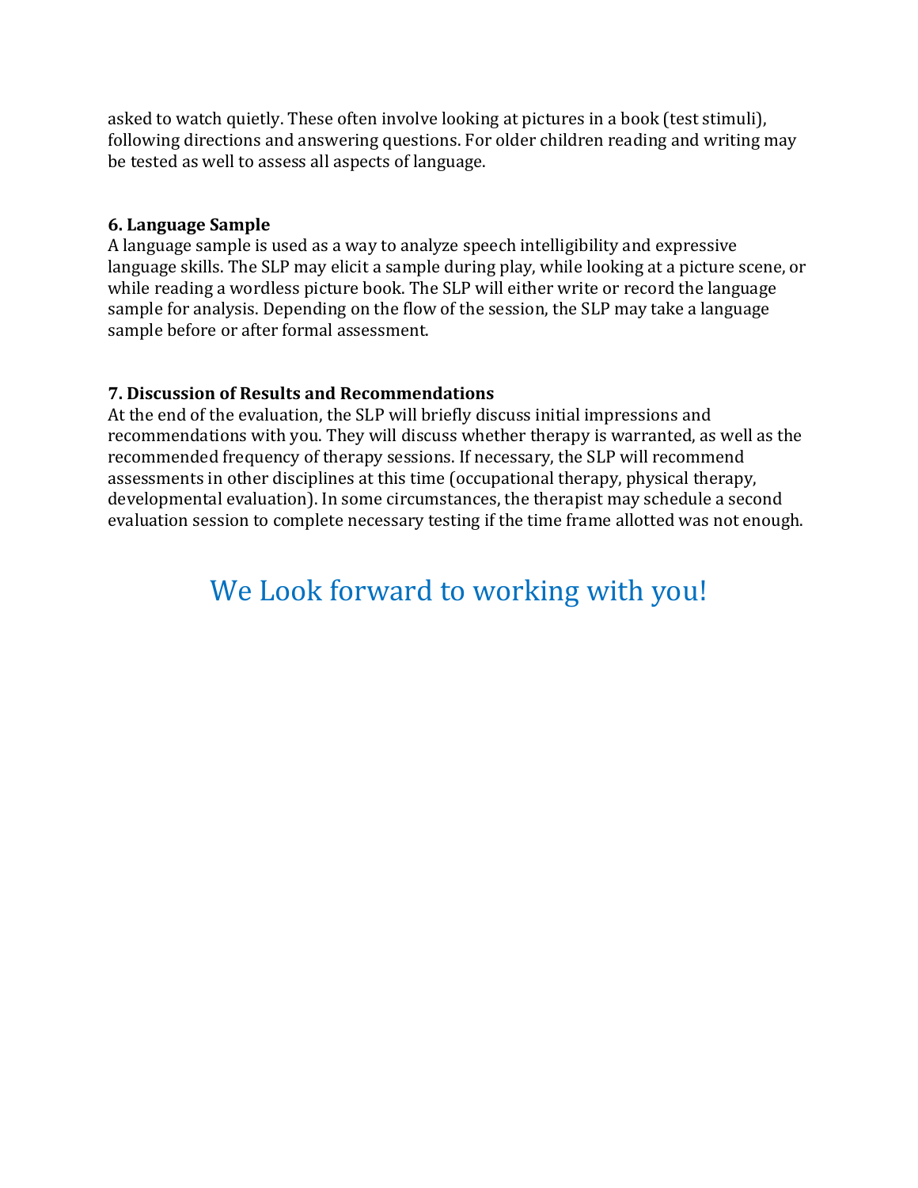asked to watch quietly. These often involve looking at pictures in a book (test stimuli), following directions and answering questions. For older children reading and writing may be tested as well to assess all aspects of language.

**6. Language Sample**

A language sample is used as a way to analyze speech intelligibility and expressive language skills. The SLP may elicit a sample during play, while looking at a picture scene, or while reading a wordless picture book. The SLP will either write or record the language sample for analysis. Depending on the flow of the session, the SLP may take a language sample before or after formal assessment.

**7. Discussion of Results and Recommendations**

At the end of the evaluation, the SLP will briefly discuss initial impressions and recommendations with you. They will discuss whether therapy is warranted, as well as the recommended frequency of therapy sessions. If necessary, the SLP will recommend assessments in other disciplines at this time (occupational therapy, physical therapy, developmental evaluation). In some circumstances, the therapist may schedule a second evaluation session to complete necessary testing if the time frame allotted was not enough.

## We Look forward to working with you!